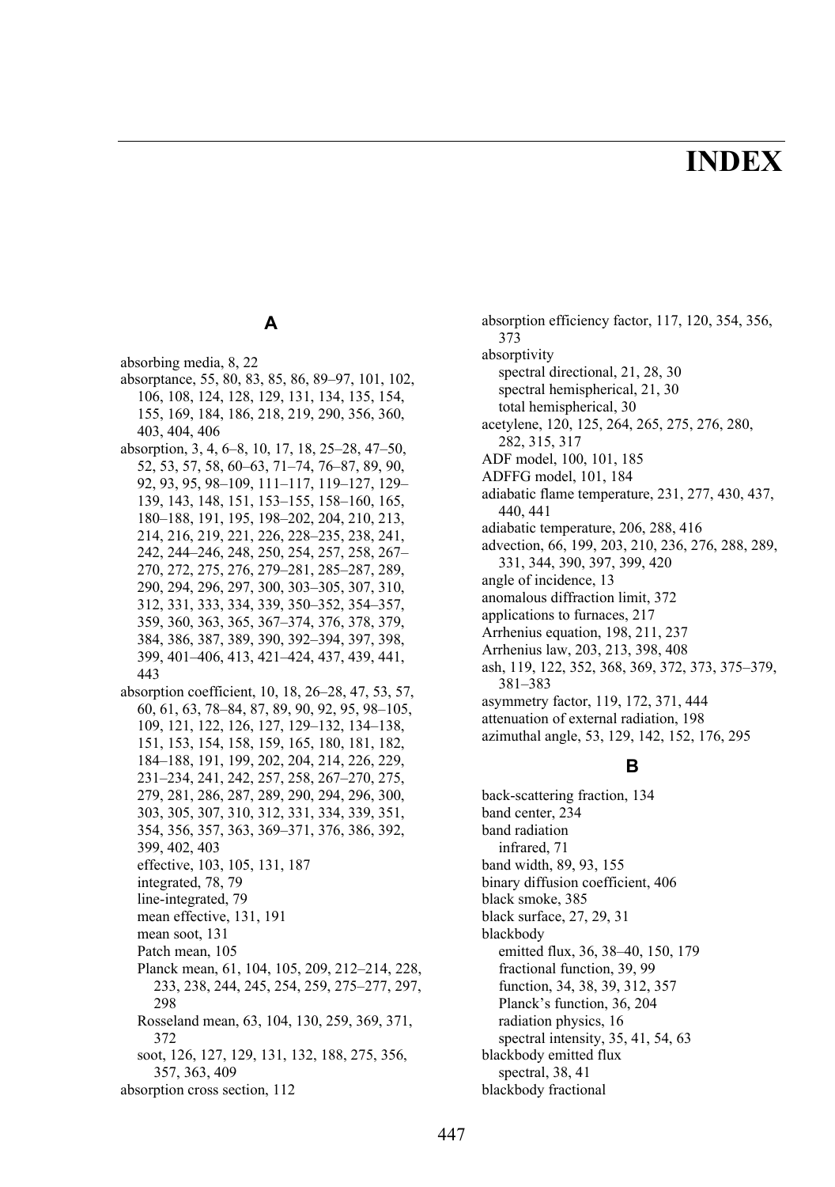# INDEX

## A

absorbing media, 8, 22
absorptance, 55, 80, 83, 85, 86, 89–97, 101, 102, 106, 108, 124, 128, 129, 131, 134, 135, 154, 155, 169, 184, 186, 218, 219, 290, 356, 360, 403, 404, 406
absorption, 3, 4, 6–8, 10, 17, 18, 25–28, 47–50, 52, 53, 57, 58, 60–63, 71–74, 76–87, 89, 90, 92, 93, 95, 98–109, 111–117, 119–127, 129–139, 143, 148, 151, 153–155, 158–160, 165, 180–188, 191, 195, 198–202, 204, 210, 213, 214, 216, 219, 221, 226, 228–235, 238, 241, 242, 244–246, 248, 250, 254, 257, 258, 267–270, 272, 275, 276, 279–281, 285–287, 289, 290, 294, 296, 297, 300, 303–305, 307, 310, 312, 331, 333, 334, 339, 350–352, 354–357, 359, 360, 363, 365, 367–374, 376, 378, 379, 384, 386, 387, 389, 390, 392–394, 397, 398, 399, 401–406, 413, 421–424, 437, 439, 441, 443
absorption coefficient, 10, 18, 26–28, 47, 53, 57, 60, 61, 63, 78–84, 87, 89, 90, 92, 95, 98–105, 109, 121, 122, 126, 127, 129–132, 134–138, 151, 153, 154, 158, 159, 165, 180, 181, 182, 184–188, 191, 199, 202, 204, 214, 226, 229, 231–234, 241, 242, 257, 258, 267–270, 275, 279, 281, 286, 287, 289, 290, 294, 296, 300, 303, 305, 307, 310, 312, 331, 334, 339, 351, 354, 356, 357, 363, 369–371, 376, 386, 392, 399, 402, 403
  effective, 103, 105, 131, 187
  integrated, 78, 79
  line-integrated, 79
  mean effective, 131, 191
  mean soot, 131
  Patch mean, 105
  Planck mean, 61, 104, 105, 209, 212–214, 228, 233, 238, 244, 245, 254, 259, 275–277, 297, 298
  Rosseland mean, 63, 104, 130, 259, 369, 371, 372
  soot, 126, 127, 129, 131, 132, 188, 275, 356, 357, 363, 409
absorption cross section, 112
absorption efficiency factor, 117, 120, 354, 356, 373
absorptivity
  spectral directional, 21, 28, 30
  spectral hemispherical, 21, 30
  total hemispherical, 30
acetylene, 120, 125, 264, 265, 275, 276, 280, 282, 315, 317
ADF model, 100, 101, 185
ADFFG model, 101, 184
adiabatic flame temperature, 231, 277, 430, 437, 440, 441
adiabatic temperature, 206, 288, 416
advection, 66, 199, 203, 210, 236, 276, 288, 289, 331, 344, 390, 397, 399, 420
angle of incidence, 13
anomalous diffraction limit, 372
applications to furnaces, 217
Arrhenius equation, 198, 211, 237
Arrhenius law, 203, 213, 398, 408
ash, 119, 122, 352, 368, 369, 372, 373, 375–379, 381–383
asymmetry factor, 119, 172, 371, 444
attenuation of external radiation, 198
azimuthal angle, 53, 129, 142, 152, 176, 295

## B

back-scattering fraction, 134
band center, 234
band radiation
  infrared, 71
band width, 89, 93, 155
binary diffusion coefficient, 406
black smoke, 385
black surface, 27, 29, 31
blackbody
  emitted flux, 36, 38–40, 150, 179
  fractional function, 39, 99
  function, 34, 38, 39, 312, 357
  Planck's function, 36, 204
  radiation physics, 16
  spectral intensity, 35, 41, 54, 63
blackbody emitted flux
  spectral, 38, 41
blackbody fractional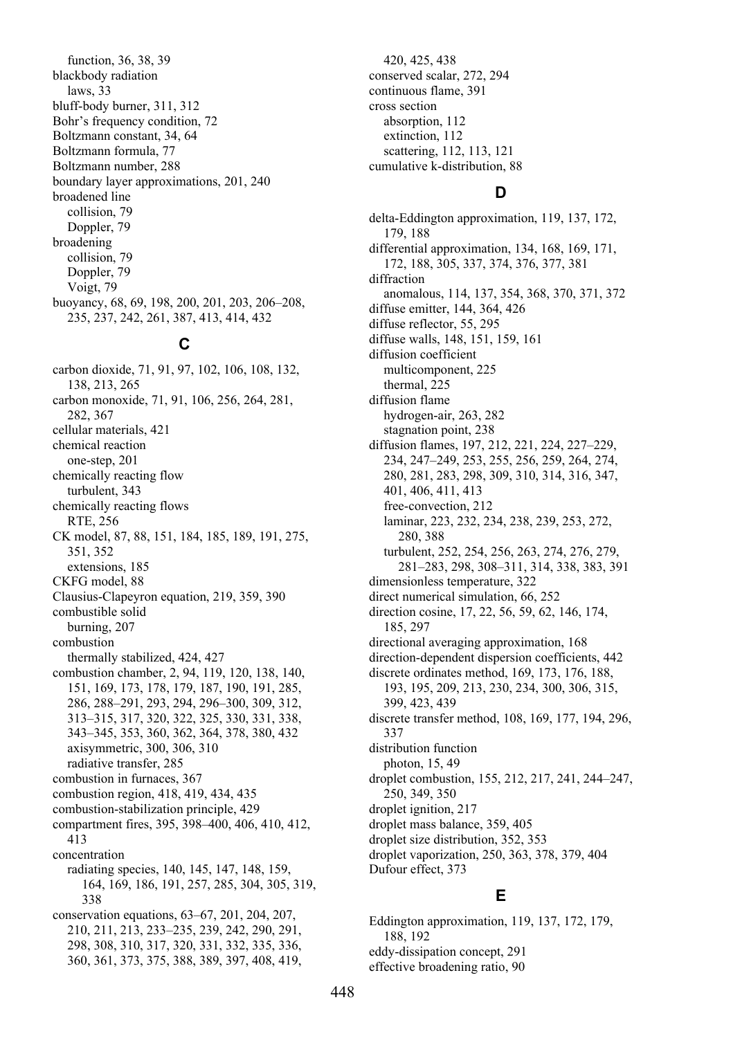function, 36, 38, 39
blackbody radiation
 laws, 33
bluff-body burner, 311, 312
Bohr's frequency condition, 72
Boltzmann constant, 34, 64
Boltzmann formula, 77
Boltzmann number, 288
boundary layer approximations, 201, 240
broadened line
 collision, 79
 Doppler, 79
broadening
 collision, 79
 Doppler, 79
 Voigt, 79
buoyancy, 68, 69, 198, 200, 201, 203, 206–208, 235, 237, 242, 261, 387, 413, 414, 432

## C

carbon dioxide, 71, 91, 97, 102, 106, 108, 132, 138, 213, 265
carbon monoxide, 71, 91, 106, 256, 264, 281, 282, 367
cellular materials, 421
chemical reaction
 one-step, 201
chemically reacting flow
 turbulent, 343
chemically reacting flows
 RTE, 256
CK model, 87, 88, 151, 184, 185, 189, 191, 275, 351, 352
 extensions, 185
CKFG model, 88
Clausius-Clapeyron equation, 219, 359, 390
combustible solid
 burning, 207
combustion
 thermally stabilized, 424, 427
combustion chamber, 2, 94, 119, 120, 138, 140, 151, 169, 173, 178, 179, 187, 190, 191, 285, 286, 288–291, 293, 294, 296–300, 309, 312, 313–315, 317, 320, 322, 325, 330, 331, 338, 343–345, 353, 360, 362, 364, 378, 380, 432
 axisymmetric, 300, 306, 310
 radiative transfer, 285
combustion in furnaces, 367
combustion region, 418, 419, 434, 435
combustion-stabilization principle, 429
compartment fires, 395, 398–400, 406, 410, 412, 413
concentration
 radiating species, 140, 145, 147, 148, 159, 164, 169, 186, 191, 257, 285, 304, 305, 319, 338
conservation equations, 63–67, 201, 204, 207, 210, 211, 213, 233–235, 239, 242, 290, 291, 298, 308, 310, 317, 320, 331, 332, 335, 336, 360, 361, 373, 375, 388, 389, 397, 408, 419, 420, 425, 438
conserved scalar, 272, 294
continuous flame, 391
cross section
 absorption, 112
 extinction, 112
 scattering, 112, 113, 121
cumulative k-distribution, 88

## D

delta-Eddington approximation, 119, 137, 172, 179, 188
differential approximation, 134, 168, 169, 171, 172, 188, 305, 337, 374, 376, 377, 381
diffraction
 anomalous, 114, 137, 354, 368, 370, 371, 372
diffuse emitter, 144, 364, 426
diffuse reflector, 55, 295
diffuse walls, 148, 151, 159, 161
diffusion coefficient
 multicomponent, 225
 thermal, 225
diffusion flame
 hydrogen-air, 263, 282
 stagnation point, 238
diffusion flames, 197, 212, 221, 224, 227–229, 234, 247–249, 253, 255, 256, 259, 264, 274, 280, 281, 283, 298, 309, 310, 314, 316, 347, 401, 406, 411, 413
 free-convection, 212
 laminar, 223, 232, 234, 238, 239, 253, 272, 280, 388
 turbulent, 252, 254, 256, 263, 274, 276, 279, 281–283, 298, 308–311, 314, 338, 383, 391
dimensionless temperature, 322
direct numerical simulation, 66, 252
direction cosine, 17, 22, 56, 59, 62, 146, 174, 185, 297
directional averaging approximation, 168
direction-dependent dispersion coefficients, 442
discrete ordinates method, 169, 173, 176, 188, 193, 195, 209, 213, 230, 234, 300, 306, 315, 399, 423, 439
discrete transfer method, 108, 169, 177, 194, 296, 337
distribution function
 photon, 15, 49
droplet combustion, 155, 212, 217, 241, 244–247, 250, 349, 350
droplet ignition, 217
droplet mass balance, 359, 405
droplet size distribution, 352, 353
droplet vaporization, 250, 363, 378, 379, 404
Dufour effect, 373

## E

Eddington approximation, 119, 137, 172, 179, 188, 192
eddy-dissipation concept, 291
effective broadening ratio, 90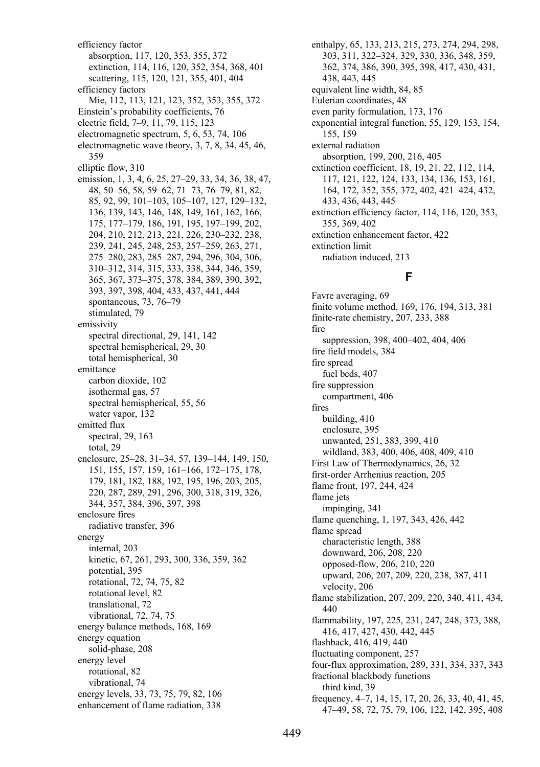efficiency factor
  absorption, 117, 120, 353, 355, 372
  extinction, 114, 116, 120, 352, 354, 368, 401
  scattering, 115, 120, 121, 355, 401, 404
efficiency factors
  Mie, 112, 113, 121, 123, 352, 353, 355, 372
Einstein's probability coefficients, 76
electric field, 7–9, 11, 79, 115, 123
electromagnetic spectrum, 5, 6, 53, 74, 106
electromagnetic wave theory, 3, 7, 8, 34, 45, 46, 359
elliptic flow, 310
emission, 1, 3, 4, 6, 25, 27–29, 33, 34, 36, 38, 47, 48, 50–56, 58, 59–62, 71–73, 76–79, 81, 82, 85, 92, 99, 101–103, 105–107, 127, 129–132, 136, 139, 143, 146, 148, 149, 161, 162, 166, 175, 177–179, 186, 191, 195, 197–199, 202, 204, 210, 212, 213, 221, 226, 230–232, 238, 239, 241, 245, 248, 253, 257–259, 263, 271, 275–280, 283, 285–287, 294, 296, 304, 306, 310–312, 314, 315, 333, 338, 344, 346, 359, 365, 367, 373–375, 378, 384, 389, 390, 392, 393, 397, 398, 404, 433, 437, 441, 444
  spontaneous, 73, 76–79
  stimulated, 79
emissivity
  spectral directional, 29, 141, 142
  spectral hemispherical, 29, 30
  total hemispherical, 30
emittance
  carbon dioxide, 102
  isothermal gas, 57
  spectral hemispherical, 55, 56
  water vapor, 132
emitted flux
  spectral, 29, 163
  total, 29
enclosure, 25–28, 31–34, 57, 139–144, 149, 150, 151, 155, 157, 159, 161–166, 172–175, 178, 179, 181, 182, 188, 192, 195, 196, 203, 205, 220, 287, 289, 291, 296, 300, 318, 319, 326, 344, 357, 384, 396, 397, 398
enclosure fires
  radiative transfer, 396
energy
  internal, 203
  kinetic, 67, 261, 293, 300, 336, 359, 362
  potential, 395
  rotational, 72, 74, 75, 82
  rotational level, 82
  translational, 72
  vibrational, 72, 74, 75
energy balance methods, 168, 169
energy equation
  solid-phase, 208
energy level
  rotational, 82
  vibrational, 74
energy levels, 33, 73, 75, 79, 82, 106
enhancement of flame radiation, 338
enthalpy, 65, 133, 213, 215, 273, 274, 294, 298, 303, 311, 322–324, 329, 330, 336, 348, 359, 362, 374, 386, 390, 395, 398, 417, 430, 431, 438, 443, 445
equivalent line width, 84, 85
Eulerian coordinates, 48
even parity formulation, 173, 176
exponential integral function, 55, 129, 153, 154, 155, 159
external radiation
  absorption, 199, 200, 216, 405
extinction coefficient, 18, 19, 21, 22, 112, 114, 117, 121, 122, 124, 133, 134, 136, 153, 161, 164, 172, 352, 355, 372, 402, 421–424, 432, 433, 436, 443, 445
extinction efficiency factor, 114, 116, 120, 353, 355, 369, 402
extinction enhancement factor, 422
extinction limit
  radiation induced, 213

## F

Favre averaging, 69
finite volume method, 169, 176, 194, 313, 381
finite-rate chemistry, 207, 233, 388
fire
  suppression, 398, 400–402, 404, 406
fire field models, 384
fire spread
  fuel beds, 407
fire suppression
  compartment, 406
fires
  building, 410
  enclosure, 395
  unwanted, 251, 383, 399, 410
  wildland, 383, 400, 406, 408, 409, 410
First Law of Thermodynamics, 26, 32
first-order Arrhenius reaction, 205
flame front, 197, 244, 424
flame jets
  impinging, 341
flame quenching, 1, 197, 343, 426, 442
flame spread
  characteristic length, 388
  downward, 206, 208, 220
  opposed-flow, 206, 210, 220
  upward, 206, 207, 209, 220, 238, 387, 411
  velocity, 206
flame stabilization, 207, 209, 220, 340, 411, 434, 440
flammability, 197, 225, 231, 247, 248, 373, 388, 416, 417, 427, 430, 442, 445
flashback, 416, 419, 440
fluctuating component, 257
four-flux approximation, 289, 331, 334, 337, 343
fractional blackbody functions
  third kind, 39
frequency, 4–7, 14, 15, 17, 20, 26, 33, 40, 41, 45, 47–49, 58, 72, 75, 79, 106, 122, 142, 395, 408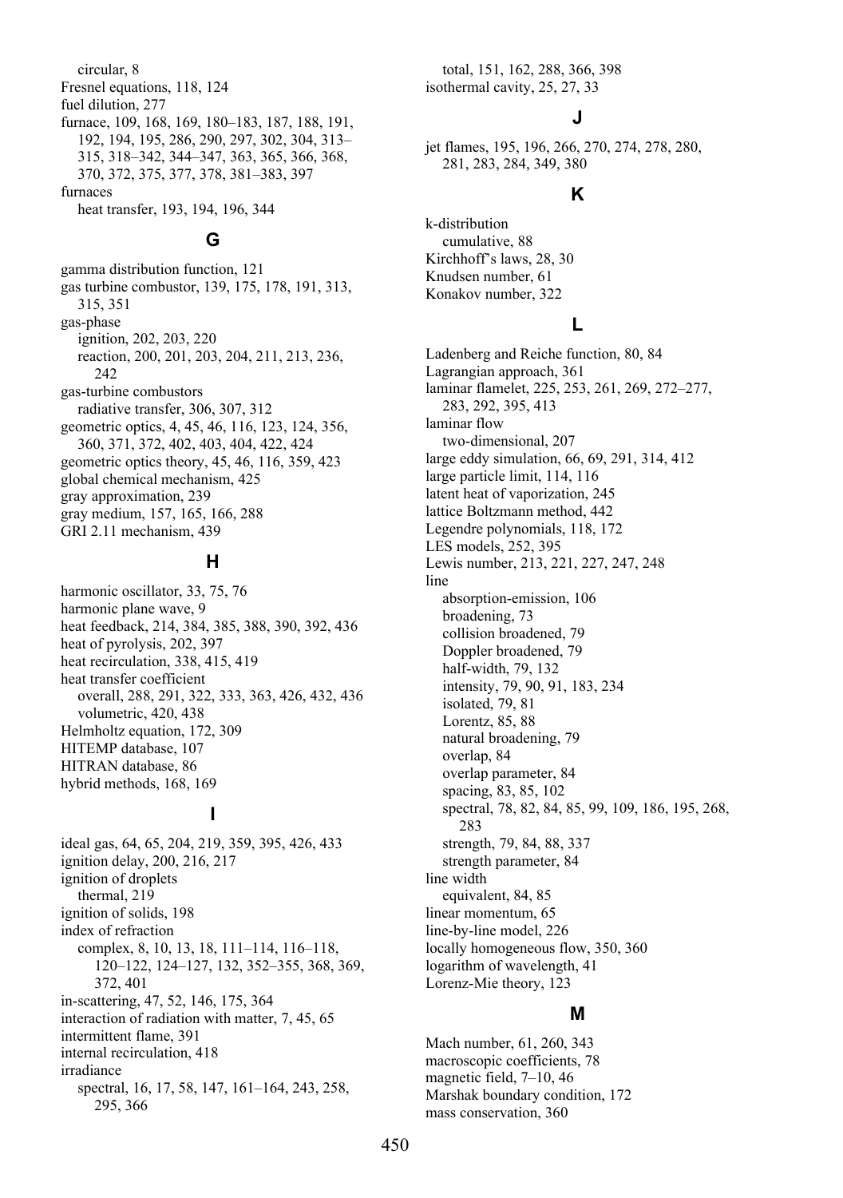circular, 8
Fresnel equations, 118, 124
fuel dilution, 277
furnace, 109, 168, 169, 180–183, 187, 188, 191, 192, 194, 195, 286, 290, 297, 302, 304, 313–315, 318–342, 344–347, 363, 365, 366, 368, 370, 372, 375, 377, 378, 381–383, 397
furnaces
heat transfer, 193, 194, 196, 344

## G

gamma distribution function, 121
gas turbine combustor, 139, 175, 178, 191, 313, 315, 351
gas-phase
ignition, 202, 203, 220
reaction, 200, 201, 203, 204, 211, 213, 236, 242
gas-turbine combustors
radiative transfer, 306, 307, 312
geometric optics, 4, 45, 46, 116, 123, 124, 356, 360, 371, 372, 402, 403, 404, 422, 424
geometric optics theory, 45, 46, 116, 359, 423
global chemical mechanism, 425
gray approximation, 239
gray medium, 157, 165, 166, 288
GRI 2.11 mechanism, 439

## H

harmonic oscillator, 33, 75, 76
harmonic plane wave, 9
heat feedback, 214, 384, 385, 388, 390, 392, 436
heat of pyrolysis, 202, 397
heat recirculation, 338, 415, 419
heat transfer coefficient
overall, 288, 291, 322, 333, 363, 426, 432, 436
volumetric, 420, 438
Helmholtz equation, 172, 309
HITEMP database, 107
HITRAN database, 86
hybrid methods, 168, 169

## I

ideal gas, 64, 65, 204, 219, 359, 395, 426, 433
ignition delay, 200, 216, 217
ignition of droplets
thermal, 219
ignition of solids, 198
index of refraction
complex, 8, 10, 13, 18, 111–114, 116–118, 120–122, 124–127, 132, 352–355, 368, 369, 372, 401
in-scattering, 47, 52, 146, 175, 364
interaction of radiation with matter, 7, 45, 65
intermittent flame, 391
internal recirculation, 418
irradiance
spectral, 16, 17, 58, 147, 161–164, 243, 258, 295, 366
total, 151, 162, 288, 366, 398
isothermal cavity, 25, 27, 33

## J

jet flames, 195, 196, 266, 270, 274, 278, 280, 281, 283, 284, 349, 380

## K

k-distribution
cumulative, 88
Kirchhoff's laws, 28, 30
Knudsen number, 61
Konakov number, 322

## L

Ladenberg and Reiche function, 80, 84
Lagrangian approach, 361
laminar flamelet, 225, 253, 261, 269, 272–277, 283, 292, 395, 413
laminar flow
two-dimensional, 207
large eddy simulation, 66, 69, 291, 314, 412
large particle limit, 114, 116
latent heat of vaporization, 245
lattice Boltzmann method, 442
Legendre polynomials, 118, 172
LES models, 252, 395
Lewis number, 213, 221, 227, 247, 248
line
absorption-emission, 106
broadening, 73
collision broadened, 79
Doppler broadened, 79
half-width, 79, 132
intensity, 79, 90, 91, 183, 234
isolated, 79, 81
Lorentz, 85, 88
natural broadening, 79
overlap, 84
overlap parameter, 84
spacing, 83, 85, 102
spectral, 78, 82, 84, 85, 99, 109, 186, 195, 268, 283
strength, 79, 84, 88, 337
strength parameter, 84
line width
equivalent, 84, 85
linear momentum, 65
line-by-line model, 226
locally homogeneous flow, 350, 360
logarithm of wavelength, 41
Lorenz-Mie theory, 123

## M

Mach number, 61, 260, 343
macroscopic coefficients, 78
magnetic field, 7–10, 46
Marshak boundary condition, 172
mass conservation, 360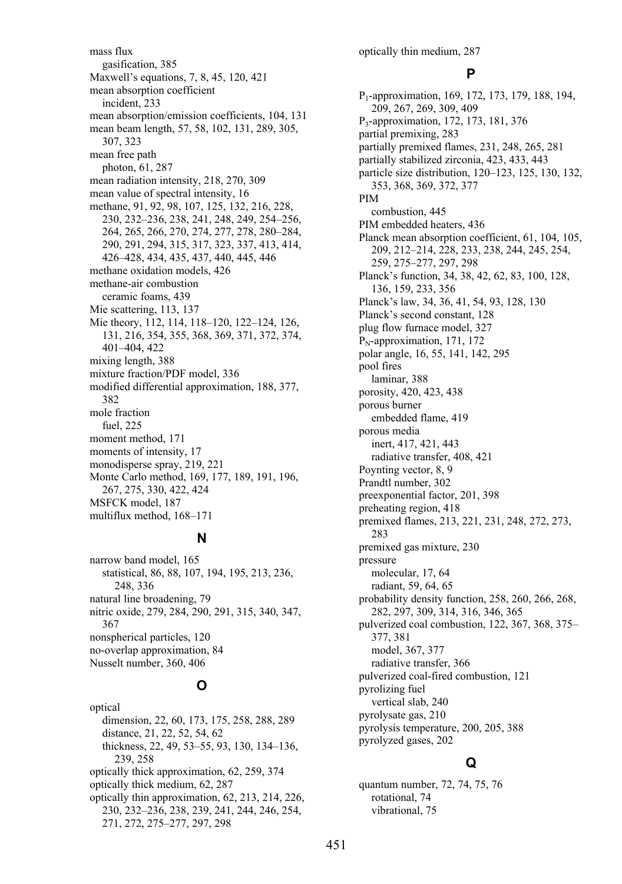mass flux
  gasification, 385
Maxwell's equations, 7, 8, 45, 120, 421
mean absorption coefficient
  incident, 233
mean absorption/emission coefficients, 104, 131
mean beam length, 57, 58, 102, 131, 289, 305, 307, 323
mean free path
  photon, 61, 287
mean radiation intensity, 218, 270, 309
mean value of spectral intensity, 16
methane, 91, 92, 98, 107, 125, 132, 216, 228, 230, 232–236, 238, 241, 248, 249, 254–256, 264, 265, 266, 270, 274, 277, 278, 280–284, 290, 291, 294, 315, 317, 323, 337, 413, 414, 426–428, 434, 435, 437, 440, 445, 446
methane oxidation models, 426
methane-air combustion
  ceramic foams, 439
Mie scattering, 113, 137
Mie theory, 112, 114, 118–120, 122–124, 126, 131, 216, 354, 355, 368, 369, 371, 372, 374, 401–404, 422
mixing length, 388
mixture fraction/PDF model, 336
modified differential approximation, 188, 377, 382
mole fraction
  fuel, 225
moment method, 171
moments of intensity, 17
monodisperse spray, 219, 221
Monte Carlo method, 169, 177, 189, 191, 196, 267, 275, 330, 422, 424
MSFCK model, 187
multiflux method, 168–171

## N

narrow band model, 165
  statistical, 86, 88, 107, 194, 195, 213, 236, 248, 336
natural line broadening, 79
nitric oxide, 279, 284, 290, 291, 315, 340, 347, 367
nonspherical particles, 120
no-overlap approximation, 84
Nusselt number, 360, 406

## O

optical
  dimension, 22, 60, 173, 175, 258, 288, 289
  distance, 21, 22, 52, 54, 62
  thickness, 22, 49, 53–55, 93, 130, 134–136, 239, 258
optically thick approximation, 62, 259, 374
optically thick medium, 62, 287
optically thin approximation, 62, 213, 214, 226, 230, 232–236, 238, 239, 241, 244, 246, 254, 271, 272, 275–277, 297, 298
optically thin medium, 287

## P

$P_1$-approximation, 169, 172, 173, 179, 188, 194, 209, 267, 269, 309, 409
$P_3$-approximation, 172, 173, 181, 376
partial premixing, 283
partially premixed flames, 231, 248, 265, 281
partially stabilized zirconia, 423, 433, 443
particle size distribution, 120–123, 125, 130, 132, 353, 368, 369, 372, 377
PIM
  combustion, 445
PIM embedded heaters, 436
Planck mean absorption coefficient, 61, 104, 105, 209, 212–214, 228, 233, 238, 244, 245, 254, 259, 275–277, 297, 298
Planck's function, 34, 38, 42, 62, 83, 100, 128, 136, 159, 233, 356
Planck's law, 34, 36, 41, 54, 93, 128, 130
Planck's second constant, 128
plug flow furnace model, 327
$P_N$-approximation, 171, 172
polar angle, 16, 55, 141, 142, 295
pool fires
  laminar, 388
porosity, 420, 423, 438
porous burner
  embedded flame, 419
porous media
  inert, 417, 421, 443
  radiative transfer, 408, 421
Poynting vector, 8, 9
Prandtl number, 302
preexponential factor, 201, 398
preheating region, 418
premixed flames, 213, 221, 231, 248, 272, 273, 283
premixed gas mixture, 230
pressure
  molecular, 17, 64
  radiant, 59, 64, 65
probability density function, 258, 260, 266, 268, 282, 297, 309, 314, 316, 346, 365
pulverized coal combustion, 122, 367, 368, 375–377, 381
  model, 367, 377
  radiative transfer, 366
pulverized coal-fired combustion, 121
pyrolizing fuel
  vertical slab, 240
pyrolysate gas, 210
pyrolysis temperature, 200, 205, 388
pyrolyzed gases, 202

## Q

quantum number, 72, 74, 75, 76
  rotational, 74
  vibrational, 75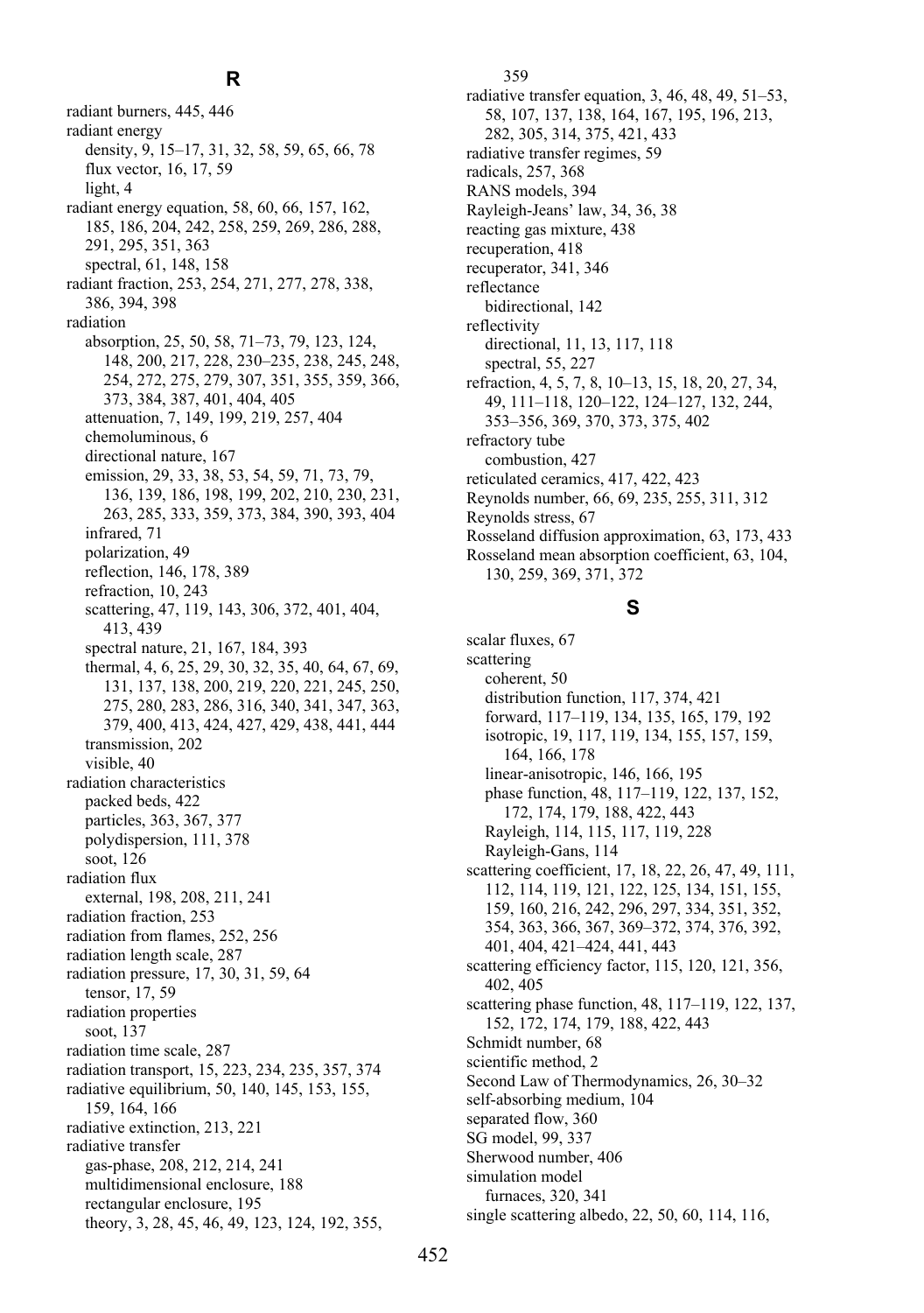## R

radiant burners, 445, 446
radiant energy
  density, 9, 15–17, 31, 32, 58, 59, 65, 66, 78
  flux vector, 16, 17, 59
  light, 4
radiant energy equation, 58, 60, 66, 157, 162, 185, 186, 204, 242, 258, 259, 269, 286, 288, 291, 295, 351, 363
  spectral, 61, 148, 158
radiant fraction, 253, 254, 271, 277, 278, 338, 386, 394, 398
radiation
  absorption, 25, 50, 58, 71–73, 79, 123, 124, 148, 200, 217, 228, 230–235, 238, 245, 248, 254, 272, 275, 279, 307, 351, 355, 359, 366, 373, 384, 387, 401, 404, 405
  attenuation, 7, 149, 199, 219, 257, 404
  chemoluminous, 6
  directional nature, 167
  emission, 29, 33, 38, 53, 54, 59, 71, 73, 79, 136, 139, 186, 198, 199, 202, 210, 230, 231, 263, 285, 333, 359, 373, 384, 390, 393, 404
  infrared, 71
  polarization, 49
  reflection, 146, 178, 389
  refraction, 10, 243
  scattering, 47, 119, 143, 306, 372, 401, 404, 413, 439
  spectral nature, 21, 167, 184, 393
  thermal, 4, 6, 25, 29, 30, 32, 35, 40, 64, 67, 69, 131, 137, 138, 200, 219, 220, 221, 245, 250, 275, 280, 283, 286, 316, 340, 341, 347, 363, 379, 400, 413, 424, 427, 429, 438, 441, 444
  transmission, 202
  visible, 40
radiation characteristics
  packed beds, 422
  particles, 363, 367, 377
  polydispersion, 111, 378
  soot, 126
radiation flux
  external, 198, 208, 211, 241
radiation fraction, 253
radiation from flames, 252, 256
radiation length scale, 287
radiation pressure, 17, 30, 31, 59, 64
  tensor, 17, 59
radiation properties
  soot, 137
radiation time scale, 287
radiation transport, 15, 223, 234, 235, 357, 374
radiative equilibrium, 50, 140, 145, 153, 155, 159, 164, 166
radiative extinction, 213, 221
radiative transfer
  gas-phase, 208, 212, 214, 241
  multidimensional enclosure, 188
  rectangular enclosure, 195
  theory, 3, 28, 45, 46, 49, 123, 124, 192, 355, 359
radiative transfer equation, 3, 46, 48, 49, 51–53, 58, 107, 137, 138, 164, 167, 195, 196, 213, 282, 305, 314, 375, 421, 433
radiative transfer regimes, 59
radicals, 257, 368
RANS models, 394
Rayleigh-Jeans' law, 34, 36, 38
reacting gas mixture, 438
recuperation, 418
recuperator, 341, 346
reflectance
  bidirectional, 142
reflectivity
  directional, 11, 13, 117, 118
  spectral, 55, 227
refraction, 4, 5, 7, 8, 10–13, 15, 18, 20, 27, 34, 49, 111–118, 120–122, 124–127, 132, 244, 353–356, 369, 370, 373, 375, 402
refractory tube
  combustion, 427
reticulated ceramics, 417, 422, 423
Reynolds number, 66, 69, 235, 255, 311, 312
Reynolds stress, 67
Rosseland diffusion approximation, 63, 173, 433
Rosseland mean absorption coefficient, 63, 104, 130, 259, 369, 371, 372

## S

scalar fluxes, 67
scattering
  coherent, 50
  distribution function, 117, 374, 421
  forward, 117–119, 134, 135, 165, 179, 192
  isotropic, 19, 117, 119, 134, 155, 157, 159, 164, 166, 178
  linear-anisotropic, 146, 166, 195
  phase function, 48, 117–119, 122, 137, 152, 172, 174, 179, 188, 422, 443
  Rayleigh, 114, 115, 117, 119, 228
  Rayleigh-Gans, 114
scattering coefficient, 17, 18, 22, 26, 47, 49, 111, 112, 114, 119, 121, 122, 125, 134, 151, 155, 159, 160, 216, 242, 296, 297, 334, 351, 352, 354, 363, 366, 367, 369–372, 374, 376, 392, 401, 404, 421–424, 441, 443
scattering efficiency factor, 115, 120, 121, 356, 402, 405
scattering phase function, 48, 117–119, 122, 137, 152, 172, 174, 179, 188, 422, 443
Schmidt number, 68
scientific method, 2
Second Law of Thermodynamics, 26, 30–32
self-absorbing medium, 104
separated flow, 360
SG model, 99, 337
Sherwood number, 406
simulation model
  furnaces, 320, 341
single scattering albedo, 22, 50, 60, 114, 116,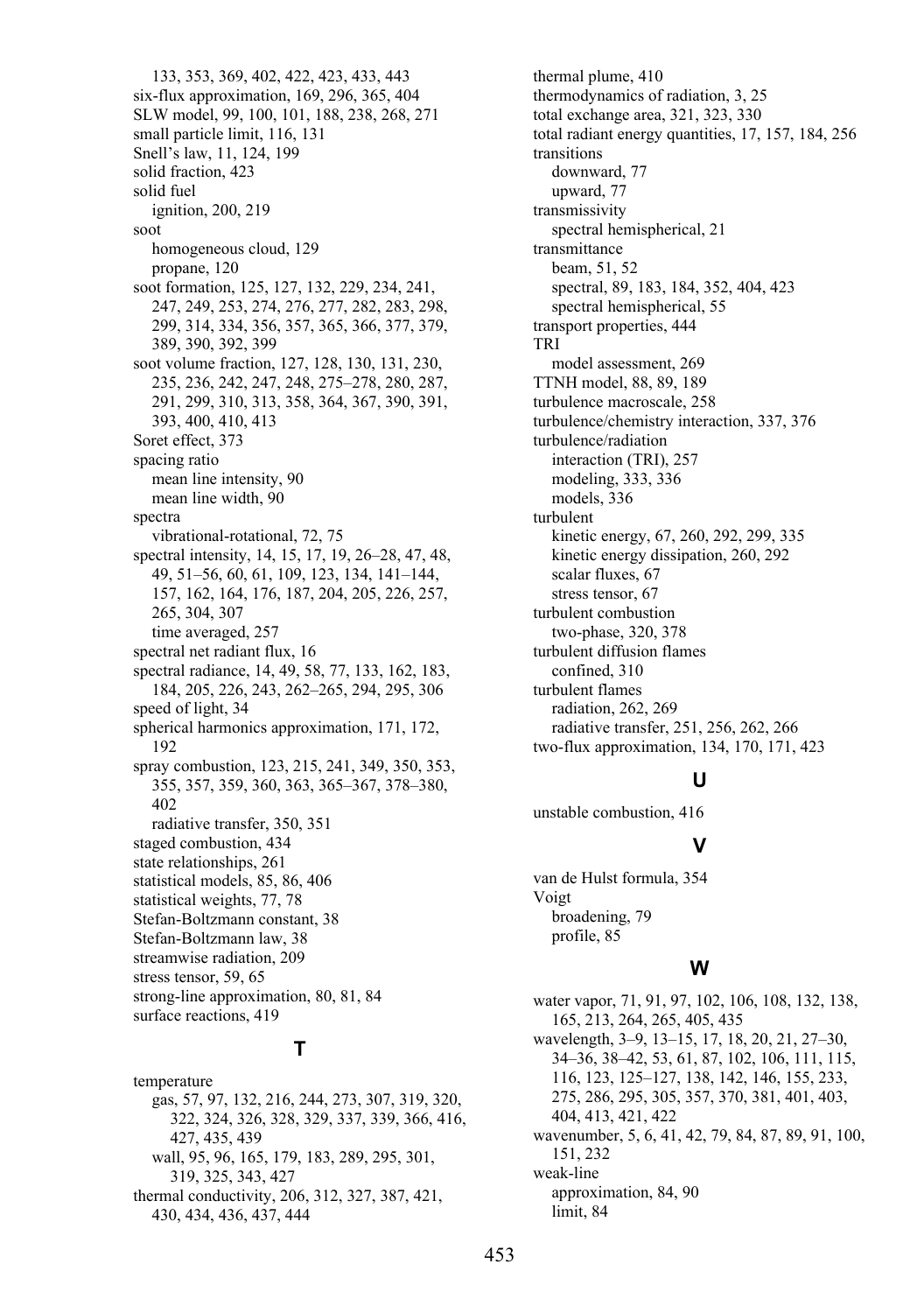133, 353, 369, 402, 422, 423, 433, 443
six-flux approximation, 169, 296, 365, 404
SLW model, 99, 100, 101, 188, 238, 268, 271
small particle limit, 116, 131
Snell's law, 11, 124, 199
solid fraction, 423
solid fuel
  ignition, 200, 219
soot
  homogeneous cloud, 129
  propane, 120
soot formation, 125, 127, 132, 229, 234, 241, 247, 249, 253, 274, 276, 277, 282, 283, 298, 299, 314, 334, 356, 357, 365, 366, 377, 379, 389, 390, 392, 399
soot volume fraction, 127, 128, 130, 131, 230, 235, 236, 242, 247, 248, 275–278, 280, 287, 291, 299, 310, 313, 358, 364, 367, 390, 391, 393, 400, 410, 413
Soret effect, 373
spacing ratio
  mean line intensity, 90
  mean line width, 90
spectra
  vibrational-rotational, 72, 75
spectral intensity, 14, 15, 17, 19, 26–28, 47, 48, 49, 51–56, 60, 61, 109, 123, 134, 141–144, 157, 162, 164, 176, 187, 204, 205, 226, 257, 265, 304, 307
  time averaged, 257
spectral net radiant flux, 16
spectral radiance, 14, 49, 58, 77, 133, 162, 183, 184, 205, 226, 243, 262–265, 294, 295, 306
speed of light, 34
spherical harmonics approximation, 171, 172, 192
spray combustion, 123, 215, 241, 349, 350, 353, 355, 357, 359, 360, 363, 365–367, 378–380, 402
  radiative transfer, 350, 351
staged combustion, 434
state relationships, 261
statistical models, 85, 86, 406
statistical weights, 77, 78
Stefan-Boltzmann constant, 38
Stefan-Boltzmann law, 38
streamwise radiation, 209
stress tensor, 59, 65
strong-line approximation, 80, 81, 84
surface reactions, 419

## T

temperature
  gas, 57, 97, 132, 216, 244, 273, 307, 319, 320, 322, 324, 326, 328, 329, 337, 339, 366, 416, 427, 435, 439
  wall, 95, 96, 165, 179, 183, 289, 295, 301, 319, 325, 343, 427
thermal conductivity, 206, 312, 327, 387, 421, 430, 434, 436, 437, 444
thermal plume, 410
thermodynamics of radiation, 3, 25
total exchange area, 321, 323, 330
total radiant energy quantities, 17, 157, 184, 256
transitions
  downward, 77
  upward, 77
transmissivity
  spectral hemispherical, 21
transmittance
  beam, 51, 52
  spectral, 89, 183, 184, 352, 404, 423
  spectral hemispherical, 55
transport properties, 444
TRI
  model assessment, 269
TTNH model, 88, 89, 189
turbulence macroscale, 258
turbulence/chemistry interaction, 337, 376
turbulence/radiation
  interaction (TRI), 257
  modeling, 333, 336
  models, 336
turbulent
  kinetic energy, 67, 260, 292, 299, 335
  kinetic energy dissipation, 260, 292
  scalar fluxes, 67
  stress tensor, 67
turbulent combustion
  two-phase, 320, 378
turbulent diffusion flames
  confined, 310
turbulent flames
  radiation, 262, 269
  radiative transfer, 251, 256, 262, 266
two-flux approximation, 134, 170, 171, 423

## U

unstable combustion, 416

## V

van de Hulst formula, 354
Voigt
  broadening, 79
  profile, 85

## W

water vapor, 71, 91, 97, 102, 106, 108, 132, 138, 165, 213, 264, 265, 405, 435
wavelength, 3–9, 13–15, 17, 18, 20, 21, 27–30, 34–36, 38–42, 53, 61, 87, 102, 106, 111, 115, 116, 123, 125–127, 138, 142, 146, 155, 233, 275, 286, 295, 305, 357, 370, 381, 401, 403, 404, 413, 421, 422
wavenumber, 5, 6, 41, 42, 79, 84, 87, 89, 91, 100, 151, 232
weak-line
  approximation, 84, 90
  limit, 84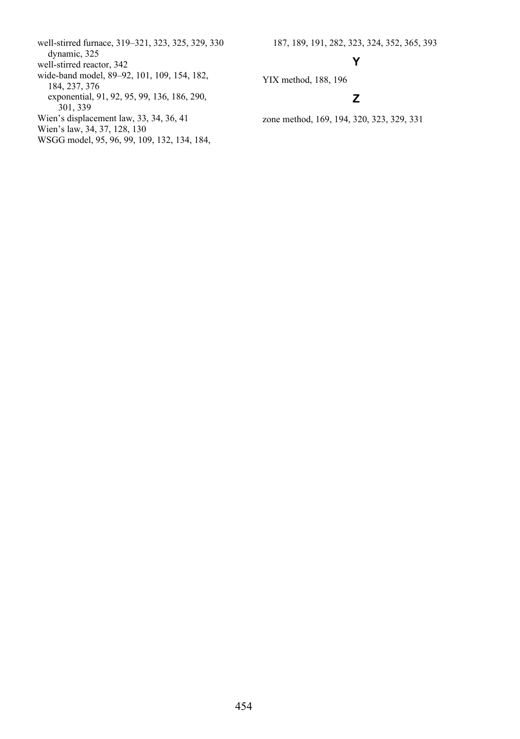well-stirred furnace, 319–321, 323, 325, 329, 330
  dynamic, 325
well-stirred reactor, 342
wide-band model, 89–92, 101, 109, 154, 182, 184, 237, 376
  exponential, 91, 92, 95, 99, 136, 186, 290, 301, 339
Wien's displacement law, 33, 34, 36, 41
Wien's law, 34, 37, 128, 130
WSGG model, 95, 96, 99, 109, 132, 134, 184, 187, 189, 191, 282, 323, 324, 352, 365, 393

## Y

YIX method, 188, 196

## Z

zone method, 169, 194, 320, 323, 329, 331